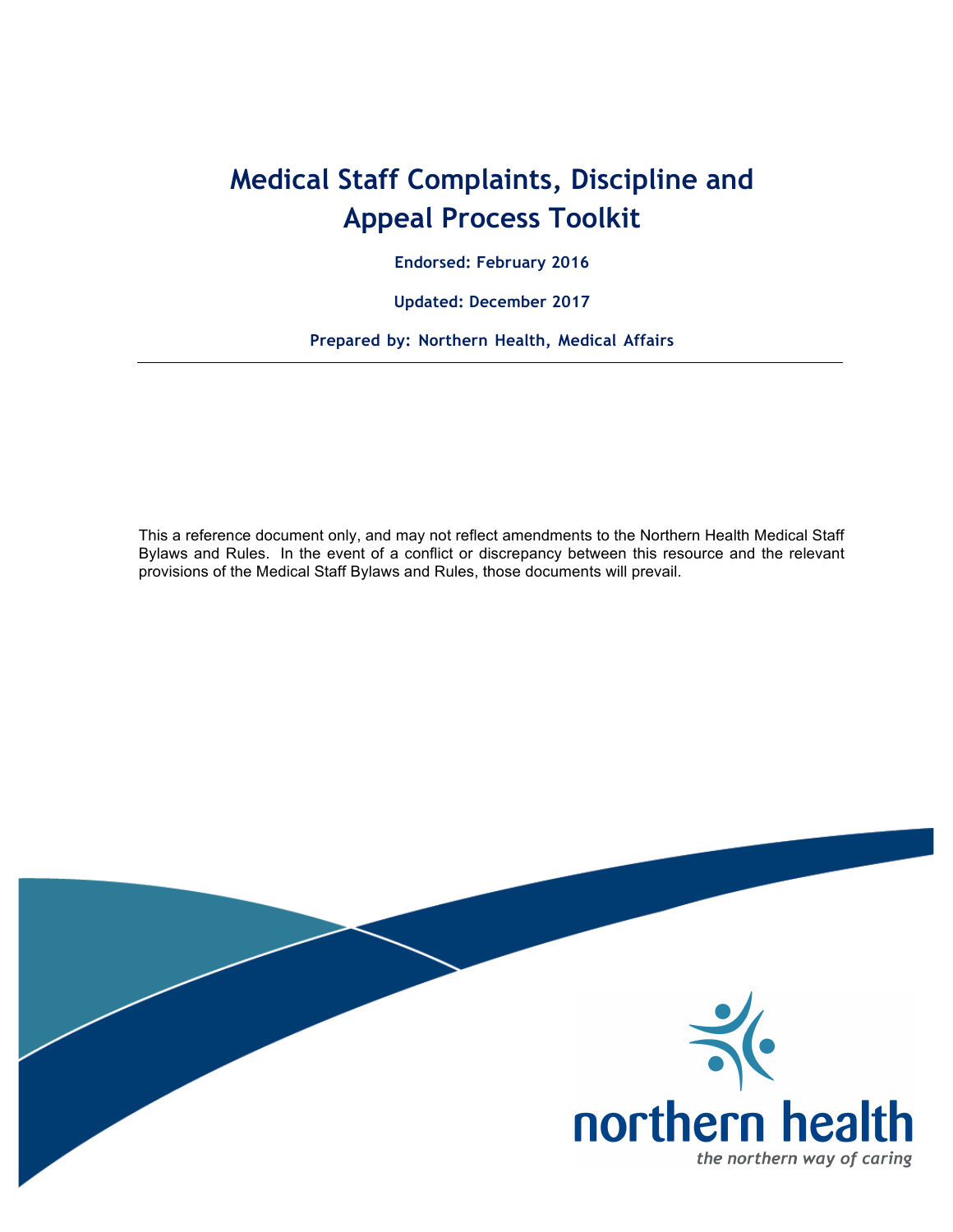# Medical Staff Complaints, Discipline and Appeal Process Toolkit

**Endorsed: February 2016**

**Updated: December 2017**

**Prepared by: Northern Health, Medical Affairs**

---

This a reference document only, and may not reflect amendments to the Northern Health Medical Staff Bylaws and Rules. In the event of a conflict or discrepancy between this resource and the relevant provisions of the Medical Staff Bylaws and Rules, those documents will prevail.

northern health

*the northern way of caring*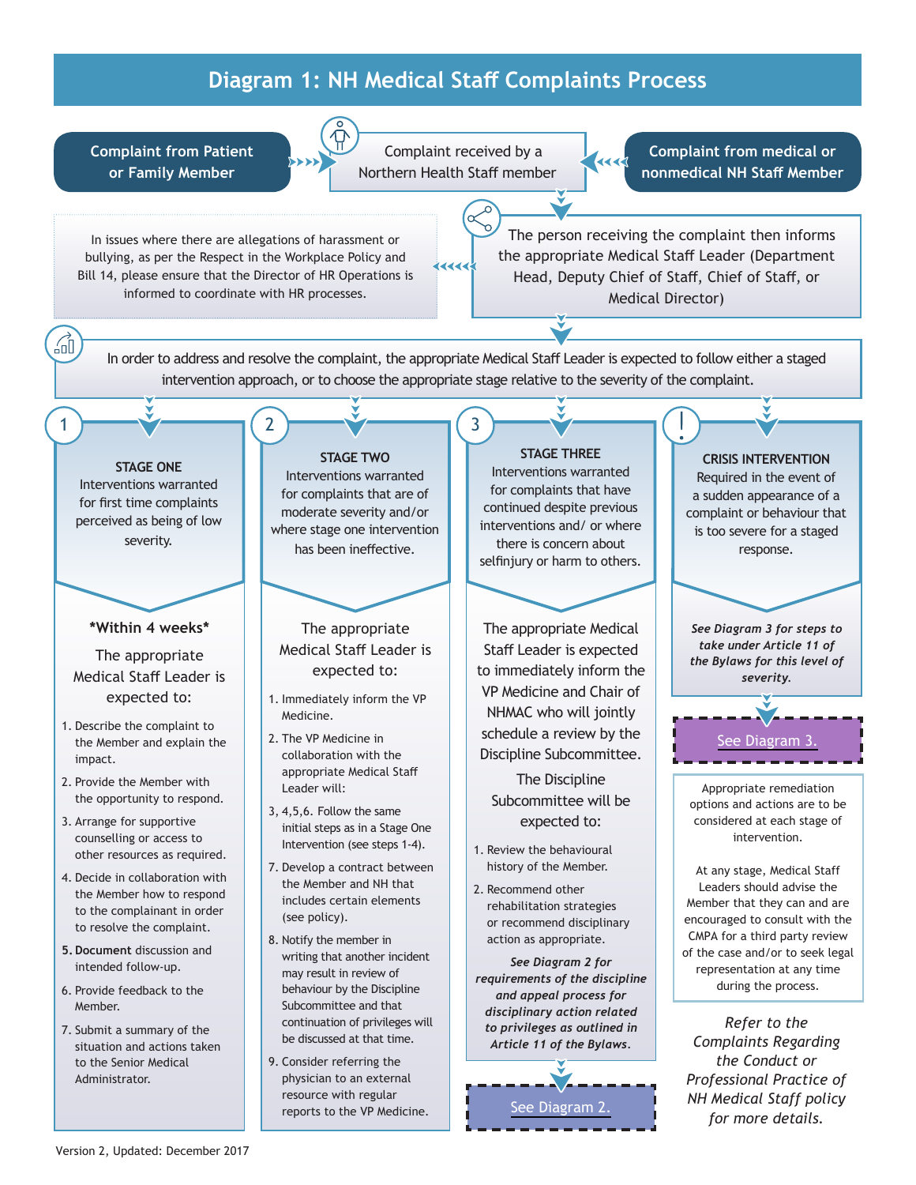# Diagram 1: NH Medical Staff Complaints Process

**Complaint from Patient or Family Member** → Complaint received by a Northern Health Staff member ← **Complaint from medical or nonmedical NH Staff Member**

The person receiving the complaint then informs the appropriate Medical Staff Leader (Department Head, Deputy Chief of Staff, Chief of Staff, or Medical Director)

In issues where there are allegations of harassment or bullying, as per the Respect in the Workplace Policy and Bill 14, please ensure that the Director of HR Operations is informed to coordinate with HR processes.

In order to address and resolve the complaint, the appropriate Medical Staff Leader is expected to follow either a staged intervention approach, or to choose the appropriate stage relative to the severity of the complaint.

## 1. STAGE ONE

Interventions warranted for first time complaints perceived as being of low severity.

**\*Within 4 weeks\***

The appropriate Medical Staff Leader is expected to:

1. Describe the complaint to the Member and explain the impact.
2. Provide the Member with the opportunity to respond.
3. Arrange for supportive counselling or access to other resources as required.
4. Decide in collaboration with the Member how to respond to the complainant in order to resolve the complaint.
5. **Document** discussion and intended follow-up.
6. Provide feedback to the Member.
7. Submit a summary of the situation and actions taken to the Senior Medical Administrator.

## 2. STAGE TWO

Interventions warranted for complaints that are of moderate severity and/or where stage one intervention has been ineffective.

The appropriate Medical Staff Leader is expected to:

1. Immediately inform the VP Medicine.
2. The VP Medicine in collaboration with the appropriate Medical Staff Leader will:

3, 4,5,6. Follow the same initial steps as in a Stage One Intervention (see steps 1-4).

7. Develop a contract between the Member and NH that includes certain elements (see policy).
8. Notify the member in writing that another incident may result in review of behaviour by the Discipline Subcommittee and that continuation of privileges will be discussed at that time.
9. Consider referring the physician to an external resource with regular reports to the VP Medicine.

## 3. STAGE THREE

Interventions warranted for complaints that have continued despite previous interventions and/ or where there is concern about selfinjury or harm to others.

The appropriate Medical Staff Leader is expected to immediately inform the VP Medicine and Chair of NHMAC who will jointly schedule a review by the Discipline Subcommittee.

The Discipline Subcommittee will be expected to:

1. Review the behavioural history of the Member.
2. Recommend other rehabilitation strategies or recommend disciplinary action as appropriate.

***See Diagram 2 for requirements of the discipline and appeal process for disciplinary action related to privileges as outlined in Article 11 of the Bylaws.***

See Diagram 2.

## ! CRISIS INTERVENTION

Required in the event of a sudden appearance of a complaint or behaviour that is too severe for a staged response.

***See Diagram 3 for steps to take under Article 11 of the Bylaws for this level of severity.***

See Diagram 3.

Appropriate remediation options and actions are to be considered at each stage of intervention.

At any stage, Medical Staff Leaders should advise the Member that they can and are encouraged to consult with the CMPA for a third party review of the case and/or to seek legal representation at any time during the process.

*Refer to the Complaints Regarding the Conduct or Professional Practice of NH Medical Staff policy for more details.*

Version 2, Updated: December 2017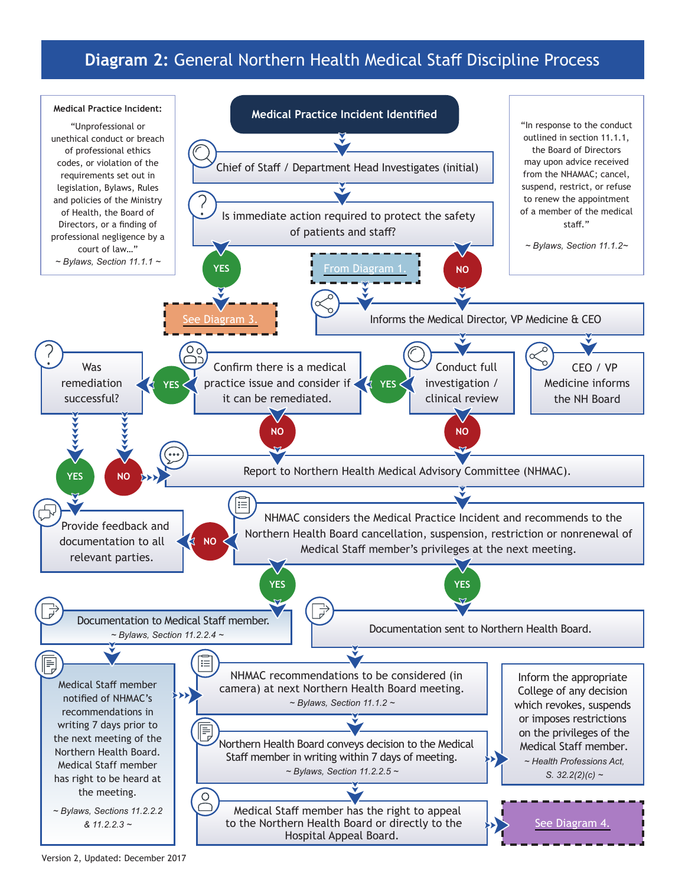# Diagram 2: General Northern Health Medical Staff Discipline Process

**Medical Practice Incident:**

"Unprofessional or unethical conduct or breach of professional ethics codes, or violation of the requirements set out in legislation, Bylaws, Rules and policies of the Ministry of Health, the Board of Directors, or a finding of professional negligence by a court of law…"

*~ Bylaws, Section 11.1.1 ~*

"In response to the conduct outlined in section 11.1.1, the Board of Directors may upon advice received from the NHAMAC; cancel, suspend, restrict, or refuse to renew the appointment of a member of the medical staff."

*~ Bylaws, Section 11.1.2~*

**Medical Practice Incident Identified**

Chief of Staff / Department Head Investigates (initial)

Is immediate action required to protect the safety of patients and staff?

- YES → See Diagram 3.
- NO → Informs the Medical Director, VP Medicine & CEO

From Diagram 1. → Informs the Medical Director, VP Medicine & CEO

Informs the Medical Director, VP Medicine & CEO → Conduct full investigation / clinical review; CEO / VP Medicine informs the NH Board

Conduct full investigation / clinical review

- YES → Confirm there is a medical practice issue and consider if it can be remediated.
- NO → Report to Northern Health Medical Advisory Committee (NHMAC).

Confirm there is a medical practice issue and consider if it can be remediated.

- YES → Was remediation successful?
- NO → Report to Northern Health Medical Advisory Committee (NHMAC).

Was remediation successful?

- YES → Provide feedback and documentation to all relevant parties.
- NO → Report to Northern Health Medical Advisory Committee (NHMAC).

Report to Northern Health Medical Advisory Committee (NHMAC).

NHMAC considers the Medical Practice Incident and recommends to the Northern Health Board cancellation, suspension, restriction or nonrenewal of Medical Staff member's privileges at the next meeting.

- NO → Provide feedback and documentation to all relevant parties.
- YES → Documentation to Medical Staff member. *~ Bylaws, Section 11.2.2.4 ~*
- YES → Documentation sent to Northern Health Board.

Documentation to Medical Staff member. → Medical Staff member notified of NHMAC's recommendations in writing 7 days prior to the next meeting of the Northern Health Board. Medical Staff member has right to be heard at the meeting. *~ Bylaws, Sections 11.2.2.2 & 11.2.2.3 ~*

Documentation sent to Northern Health Board. → NHMAC recommendations to be considered (in camera) at next Northern Health Board meeting. *~ Bylaws, Section 11.1.2 ~*

Northern Health Board conveys decision to the Medical Staff member in writing within 7 days of meeting. *~ Bylaws, Section 11.2.2.5 ~*

→ Inform the appropriate College of any decision which revokes, suspends or imposes restrictions on the privileges of the Medical Staff member. *~ Health Professions Act, S. 32.2(2)(c) ~*

Medical Staff member has the right to appeal to the Northern Health Board or directly to the Hospital Appeal Board. → See Diagram 4.

Version 2, Updated: December 2017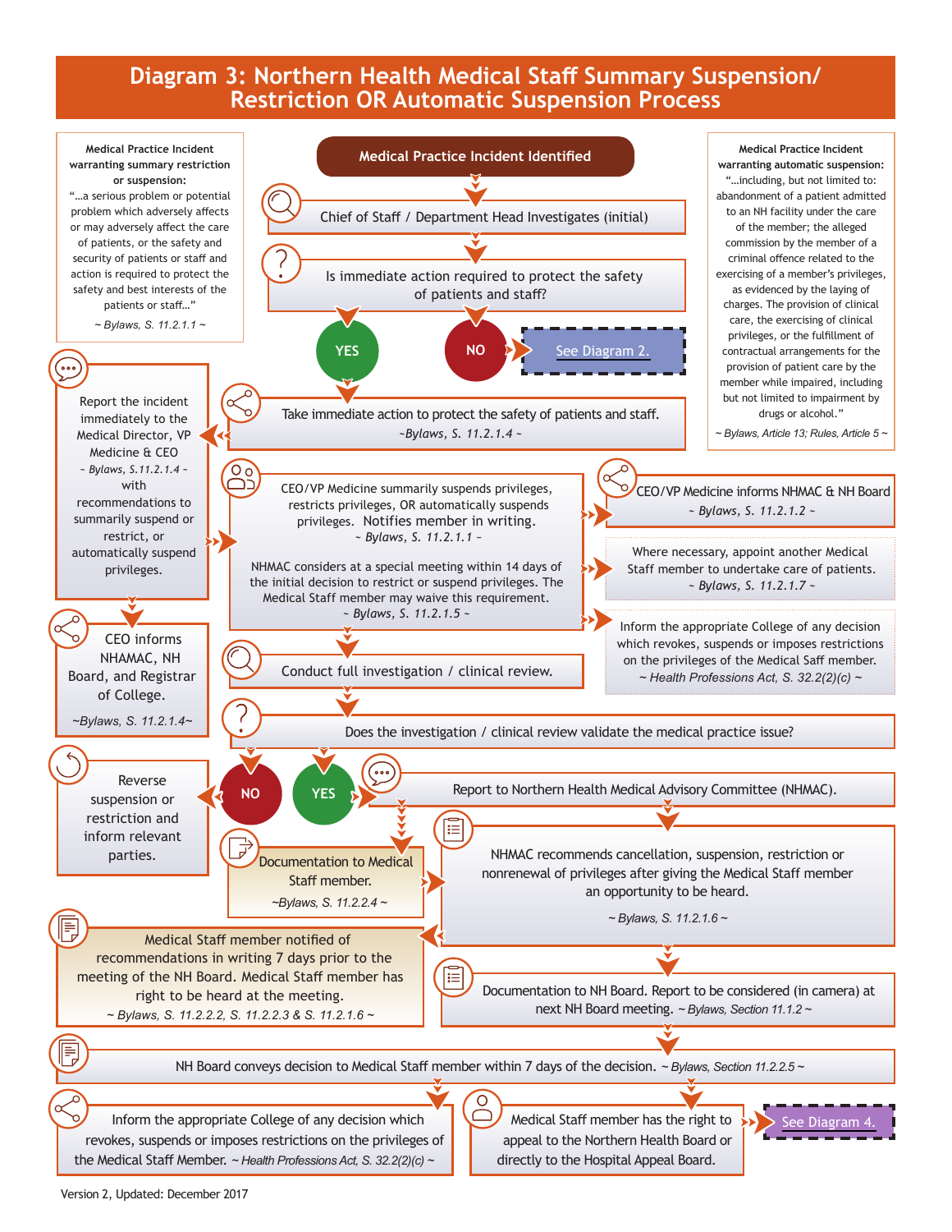# Diagram 3: Northern Health Medical Staff Summary Suspension/ Restriction OR Automatic Suspension Process

**Medical Practice Incident warranting summary restriction or suspension:**
"...a serious problem or potential problem which adversely affects or may adversely affect the care of patients, or the safety and security of patients or staff and action is required to protect the safety and best interests of the patients or staff..."
*~ Bylaws, S. 11.2.1.1 ~*

**Medical Practice Incident warranting automatic suspension:**
"...including, but not limited to: abandonment of a patient admitted to an NH facility under the care of the member; the alleged commission by the member of a criminal offence related to the exercising of a member's privileges, as evidenced by the laying of charges. The provision of clinical care, the exercising of clinical privileges, or the fulfillment of contractual arrangements for the provision of patient care by the member while impaired, including but not limited to impairment by drugs or alcohol."
*~ Bylaws, Article 13; Rules, Article 5 ~*

**Medical Practice Incident Identified**

Chief of Staff / Department Head Investigates (initial)

Is immediate action required to protect the safety of patients and staff?

- **NO** → See Diagram 2.
- **YES** → Take immediate action to protect the safety of patients and staff. *~Bylaws, S. 11.2.1.4 ~*

Report the incident immediately to the Medical Director, VP Medicine & CEO *~ Bylaws, S.11.2.1.4 ~* with recommendations to summarily suspend or restrict, or automatically suspend privileges.

CEO informs NHAMAC, NH Board, and Registrar of College. *~Bylaws, S. 11.2.1.4~*

CEO/VP Medicine summarily suspends privileges, restricts privileges, OR automatically suspends privileges. Notifies member in writing. *~ Bylaws, S. 11.2.1.1 ~*

NHMAC considers at a special meeting within 14 days of the initial decision to restrict or suspend privileges. The Medical Staff member may waive this requirement. *~ Bylaws, S. 11.2.1.5 ~*

- CEO/VP Medicine informs NHMAC & NH Board *~ Bylaws, S. 11.2.1.2 ~*
- Where necessary, appoint another Medical Staff member to undertake care of patients. *~ Bylaws, S. 11.2.1.7 ~*
- Inform the appropriate College of any decision which revokes, suspends or imposes restrictions on the privileges of the Medical Saff member. *~ Health Professions Act, S. 32.2(2)(c) ~*

Conduct full investigation / clinical review.

Does the investigation / clinical review validate the medical practice issue?

- **NO** → Reverse suspension or restriction and inform relevant parties.
- **YES** → Report to Northern Health Medical Advisory Committee (NHMAC).

Documentation to Medical Staff member. *~Bylaws, S. 11.2.2.4 ~*

NHMAC recommends cancellation, suspension, restriction or nonrenewal of privileges after giving the Medical Staff member an opportunity to be heard. *~ Bylaws, S. 11.2.1.6 ~*

Medical Staff member notified of recommendations in writing 7 days prior to the meeting of the NH Board. Medical Staff member has right to be heard at the meeting. *~ Bylaws, S. 11.2.2.2, S. 11.2.2.3 & S. 11.2.1.6 ~*

Documentation to NH Board. Report to be considered (in camera) at next NH Board meeting. *~ Bylaws, Section 11.1.2 ~*

NH Board conveys decision to Medical Staff member within 7 days of the decision. *~ Bylaws, Section 11.2.2.5 ~*

- Inform the appropriate College of any decision which revokes, suspends or imposes restrictions on the privileges of the Medical Staff Member. *~ Health Professions Act, S. 32.2(2)(c) ~*
- Medical Staff member has the right to appeal to the Northern Health Board or directly to the Hospital Appeal Board. → See Diagram 4.

Version 2, Updated: December 2017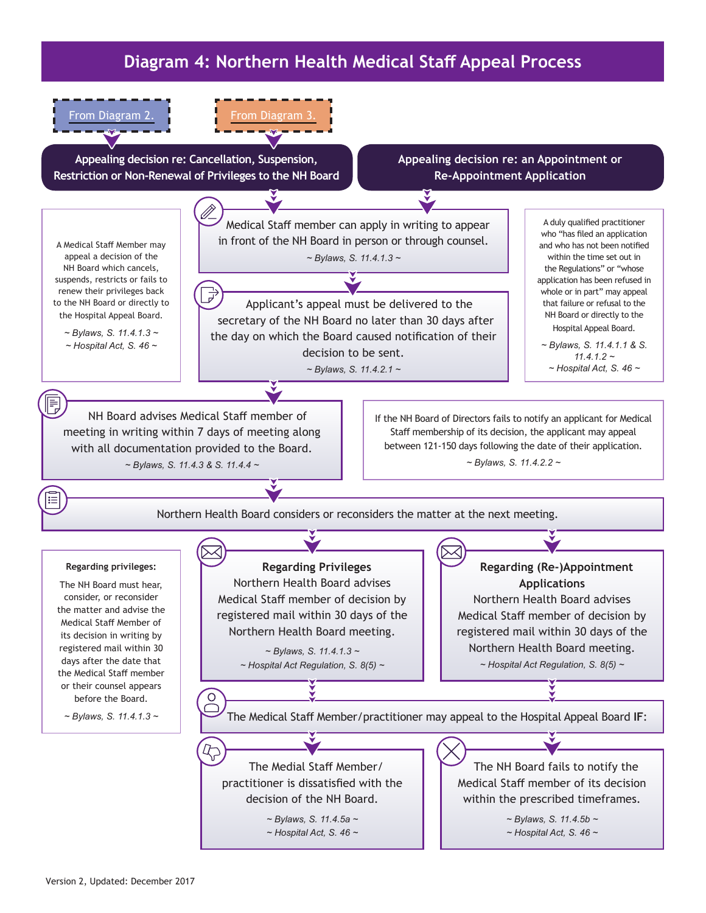# Diagram 4: Northern Health Medical Staff Appeal Process

From Diagram 2.

From Diagram 3.

**Appealing decision re: Cancellation, Suspension, Restriction or Non-Renewal of Privileges to the NH Board**

**Appealing decision re: an Appointment or Re-Appointment Application**

A Medical Staff Member may appeal a decision of the NH Board which cancels, suspends, restricts or fails to renew their privileges back to the NH Board or directly to the Hospital Appeal Board.

*~ Bylaws, S. 11.4.1.3 ~*
*~ Hospital Act, S. 46 ~*

Medical Staff member can apply in writing to appear in front of the NH Board in person or through counsel.

*~ Bylaws, S. 11.4.1.3 ~*

Applicant's appeal must be delivered to the secretary of the NH Board no later than 30 days after the day on which the Board caused notification of their decision to be sent.

*~ Bylaws, S. 11.4.2.1 ~*

A duly qualified practitioner who "has filed an application and who has not been notified within the time set out in the Regulations" or "whose application has been refused in whole or in part" may appeal that failure or refusal to the NH Board or directly to the Hospital Appeal Board.

*~ Bylaws, S. 11.4.1.1 & S. 11.4.1.2 ~*
*~ Hospital Act, S. 46 ~*

NH Board advises Medical Staff member of meeting in writing within 7 days of meeting along with all documentation provided to the Board.

*~ Bylaws, S. 11.4.3 & S. 11.4.4 ~*

If the NH Board of Directors fails to notify an applicant for Medical Staff membership of its decision, the applicant may appeal between 121-150 days following the date of their application.

*~ Bylaws, S. 11.4.2.2 ~*

Northern Health Board considers or reconsiders the matter at the next meeting.

**Regarding privileges:**

The NH Board must hear, consider, or reconsider the matter and advise the Medical Staff Member of its decision in writing by registered mail within 30 days after the date that the Medical Staff member or their counsel appears before the Board.

*~ Bylaws, S. 11.4.1.3 ~*

**Regarding Privileges**

Northern Health Board advises Medical Staff member of decision by registered mail within 30 days of the Northern Health Board meeting.

*~ Bylaws, S. 11.4.1.3 ~*
*~ Hospital Act Regulation, S. 8(5) ~*

**Regarding (Re-)Appointment Applications**

Northern Health Board advises Medical Staff member of decision by registered mail within 30 days of the Northern Health Board meeting.

*~ Hospital Act Regulation, S. 8(5) ~*

The Medical Staff Member/practitioner may appeal to the Hospital Appeal Board **IF**:

The Medial Staff Member/practitioner is dissatisfied with the decision of the NH Board.

*~ Bylaws, S. 11.4.5a ~*
*~ Hospital Act, S. 46 ~*

The NH Board fails to notify the Medical Staff member of its decision within the prescribed timeframes.

*~ Bylaws, S. 11.4.5b ~*
*~ Hospital Act, S. 46 ~*

Version 2, Updated: December 2017